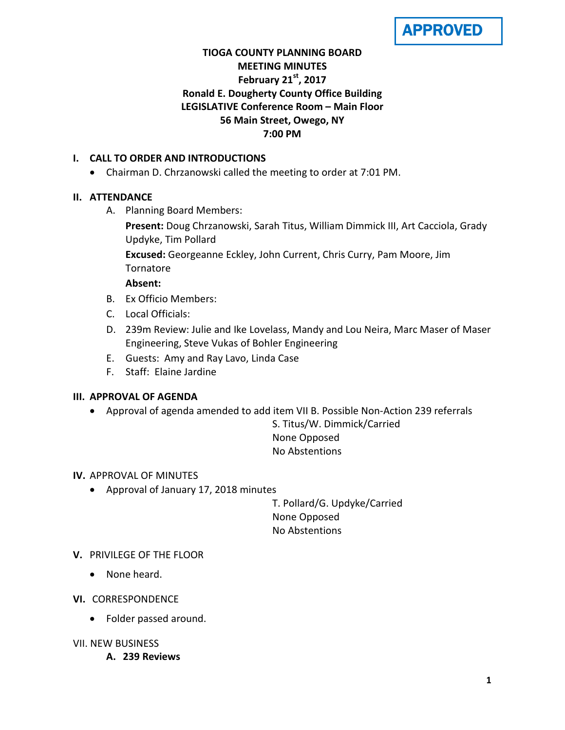**APPROVED**

**TIOGA COUNTY PLANNING BOARD**
**MEETING MINUTES**
**February 21st, 2017**
**Ronald E. Dougherty County Office Building**
**LEGISLATIVE Conference Room – Main Floor**
**56 Main Street, Owego, NY**
**7:00 PM**

## I. CALL TO ORDER AND INTRODUCTIONS

- Chairman D. Chrzanowski called the meeting to order at 7:01 PM.

## II. ATTENDANCE

A. Planning Board Members:

**Present:** Doug Chrzanowski, Sarah Titus, William Dimmick III, Art Cacciola, Grady Updyke, Tim Pollard

**Excused:** Georgeanne Eckley, John Current, Chris Curry, Pam Moore, Jim Tornatore

**Absent:**

B. Ex Officio Members:

C. Local Officials:

D. 239m Review: Julie and Ike Lovelass, Mandy and Lou Neira, Marc Maser of Maser Engineering, Steve Vukas of Bohler Engineering

E. Guests: Amy and Ray Lavo, Linda Case

F. Staff: Elaine Jardine

## III. APPROVAL OF AGENDA

- Approval of agenda amended to add item VII B. Possible Non-Action 239 referrals

S. Titus/W. Dimmick/Carried
None Opposed
No Abstentions

## IV. APPROVAL OF MINUTES

- Approval of January 17, 2018 minutes

T. Pollard/G. Updyke/Carried
None Opposed
No Abstentions

## V. PRIVILEGE OF THE FLOOR

- None heard.

## VI. CORRESPONDENCE

- Folder passed around.

## VII. NEW BUSINESS

**A. 239 Reviews**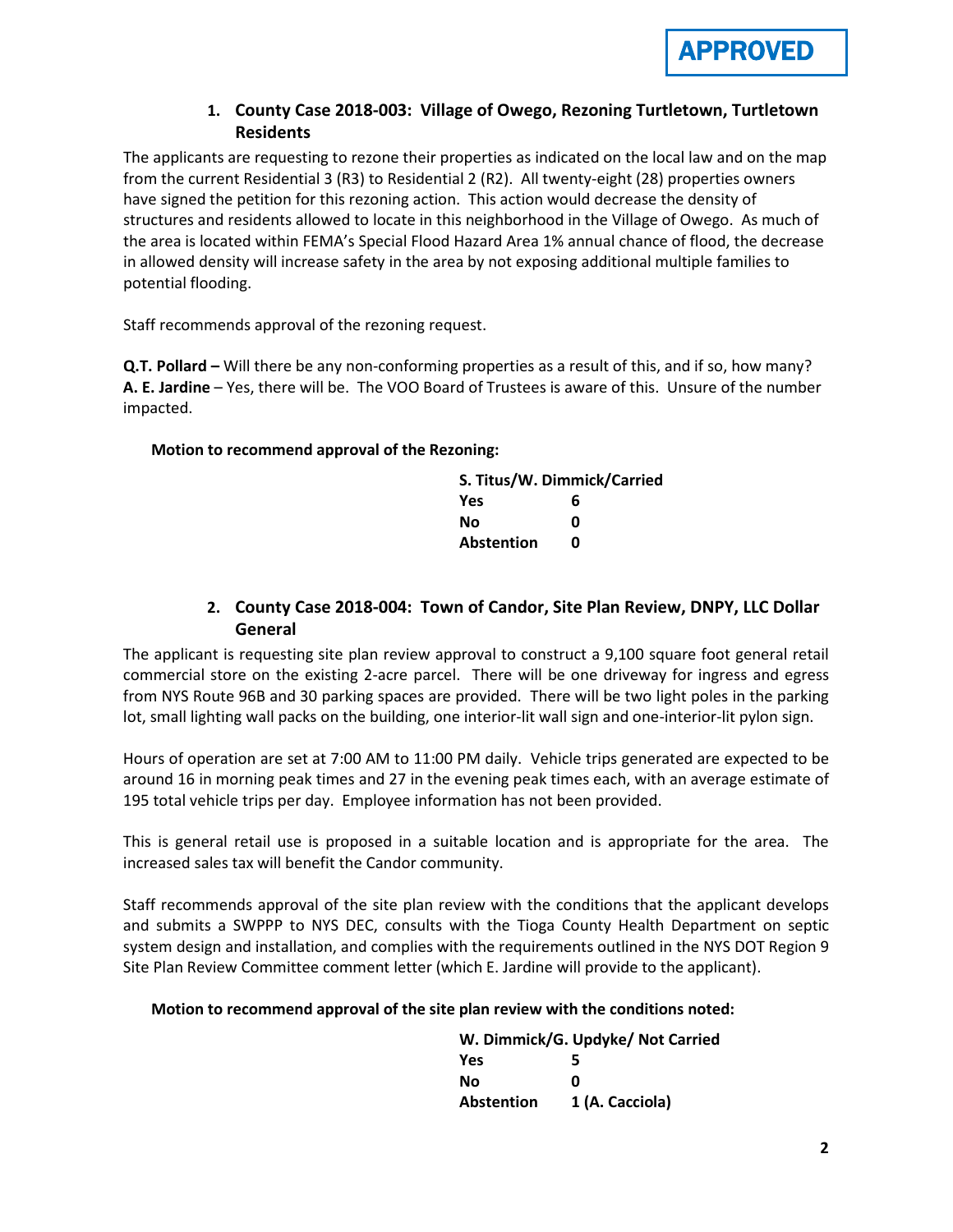**APPROVED**

### 1. County Case 2018-003: Village of Owego, Rezoning Turtletown, Turtletown Residents

The applicants are requesting to rezone their properties as indicated on the local law and on the map from the current Residential 3 (R3) to Residential 2 (R2). All twenty-eight (28) properties owners have signed the petition for this rezoning action. This action would decrease the density of structures and residents allowed to locate in this neighborhood in the Village of Owego. As much of the area is located within FEMA's Special Flood Hazard Area 1% annual chance of flood, the decrease in allowed density will increase safety in the area by not exposing additional multiple families to potential flooding.

Staff recommends approval of the rezoning request.

**Q.T. Pollard –** Will there be any non-conforming properties as a result of this, and if so, how many?
**A. E. Jardine** – Yes, there will be. The VOO Board of Trustees is aware of this. Unsure of the number impacted.

**Motion to recommend approval of the Rezoning:**

| **S. Titus/W. Dimmick/Carried** | |
|---|---|
| **Yes** | **6** |
| **No** | **0** |
| **Abstention** | **0** |

### 2. County Case 2018-004: Town of Candor, Site Plan Review, DNPY, LLC Dollar General

The applicant is requesting site plan review approval to construct a 9,100 square foot general retail commercial store on the existing 2-acre parcel. There will be one driveway for ingress and egress from NYS Route 96B and 30 parking spaces are provided. There will be two light poles in the parking lot, small lighting wall packs on the building, one interior-lit wall sign and one-interior-lit pylon sign.

Hours of operation are set at 7:00 AM to 11:00 PM daily. Vehicle trips generated are expected to be around 16 in morning peak times and 27 in the evening peak times each, with an average estimate of 195 total vehicle trips per day. Employee information has not been provided.

This is general retail use is proposed in a suitable location and is appropriate for the area. The increased sales tax will benefit the Candor community.

Staff recommends approval of the site plan review with the conditions that the applicant develops and submits a SWPPP to NYS DEC, consults with the Tioga County Health Department on septic system design and installation, and complies with the requirements outlined in the NYS DOT Region 9 Site Plan Review Committee comment letter (which E. Jardine will provide to the applicant).

**Motion to recommend approval of the site plan review with the conditions noted:**

| **W. Dimmick/G. Updyke/ Not Carried** | |
|---|---|
| **Yes** | **5** |
| **No** | **0** |
| **Abstention** | **1 (A. Cacciola)** |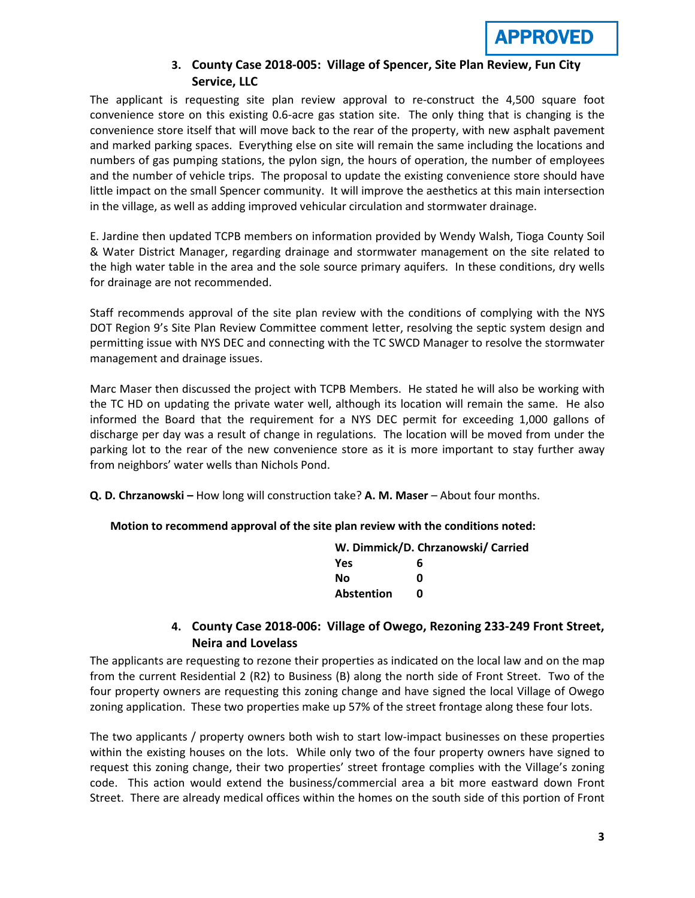**APPROVED**

### 3. County Case 2018-005: Village of Spencer, Site Plan Review, Fun City Service, LLC

The applicant is requesting site plan review approval to re-construct the 4,500 square foot convenience store on this existing 0.6-acre gas station site. The only thing that is changing is the convenience store itself that will move back to the rear of the property, with new asphalt pavement and marked parking spaces. Everything else on site will remain the same including the locations and numbers of gas pumping stations, the pylon sign, the hours of operation, the number of employees and the number of vehicle trips. The proposal to update the existing convenience store should have little impact on the small Spencer community. It will improve the aesthetics at this main intersection in the village, as well as adding improved vehicular circulation and stormwater drainage.

E. Jardine then updated TCPB members on information provided by Wendy Walsh, Tioga County Soil & Water District Manager, regarding drainage and stormwater management on the site related to the high water table in the area and the sole source primary aquifers. In these conditions, dry wells for drainage are not recommended.

Staff recommends approval of the site plan review with the conditions of complying with the NYS DOT Region 9's Site Plan Review Committee comment letter, resolving the septic system design and permitting issue with NYS DEC and connecting with the TC SWCD Manager to resolve the stormwater management and drainage issues.

Marc Maser then discussed the project with TCPB Members. He stated he will also be working with the TC HD on updating the private water well, although its location will remain the same. He also informed the Board that the requirement for a NYS DEC permit for exceeding 1,000 gallons of discharge per day was a result of change in regulations. The location will be moved from under the parking lot to the rear of the new convenience store as it is more important to stay further away from neighbors' water wells than Nichols Pond.

**Q. D. Chrzanowski –** How long will construction take? **A. M. Maser** – About four months.

**Motion to recommend approval of the site plan review with the conditions noted:**

**W. Dimmick/D. Chrzanowski/ Carried**

| | |
|---|---|
| **Yes** | **6** |
| **No** | **0** |
| **Abstention** | **0** |

### 4. County Case 2018-006: Village of Owego, Rezoning 233-249 Front Street, Neira and Lovelass

The applicants are requesting to rezone their properties as indicated on the local law and on the map from the current Residential 2 (R2) to Business (B) along the north side of Front Street. Two of the four property owners are requesting this zoning change and have signed the local Village of Owego zoning application. These two properties make up 57% of the street frontage along these four lots.

The two applicants / property owners both wish to start low-impact businesses on these properties within the existing houses on the lots. While only two of the four property owners have signed to request this zoning change, their two properties' street frontage complies with the Village's zoning code. This action would extend the business/commercial area a bit more eastward down Front Street. There are already medical offices within the homes on the south side of this portion of Front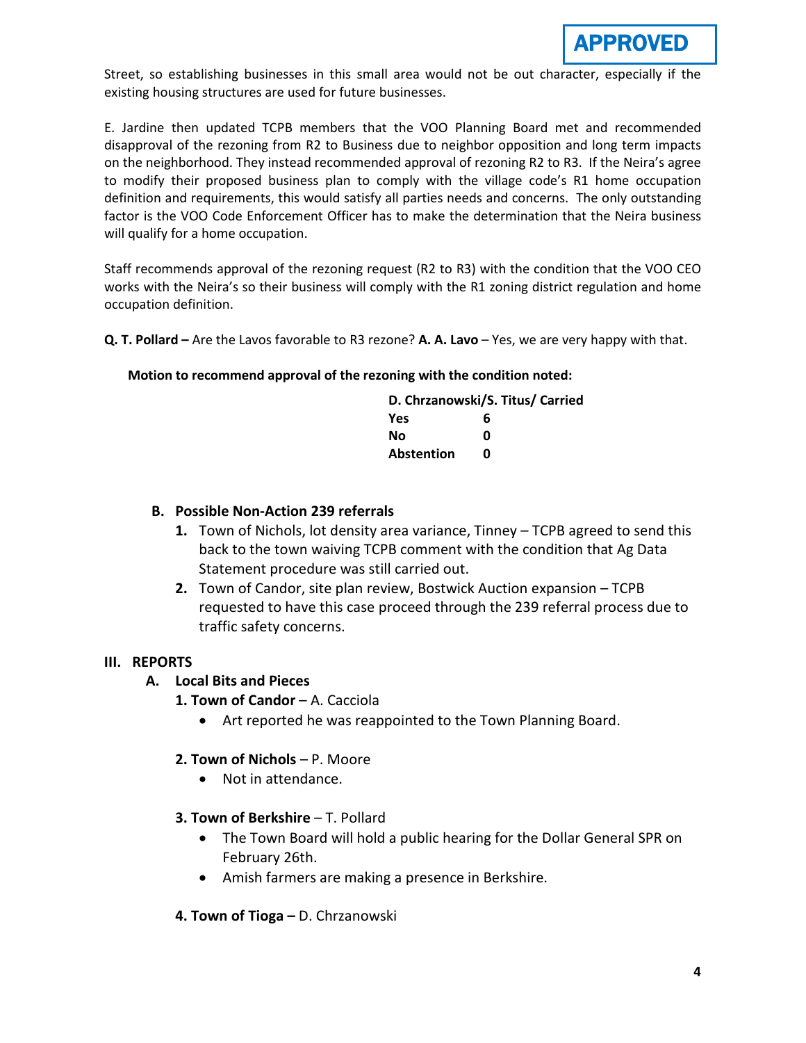APPROVED

Street, so establishing businesses in this small area would not be out character, especially if the existing housing structures are used for future businesses.

E. Jardine then updated TCPB members that the VOO Planning Board met and recommended disapproval of the rezoning from R2 to Business due to neighbor opposition and long term impacts on the neighborhood. They instead recommended approval of rezoning R2 to R3. If the Neira's agree to modify their proposed business plan to comply with the village code's R1 home occupation definition and requirements, this would satisfy all parties needs and concerns. The only outstanding factor is the VOO Code Enforcement Officer has to make the determination that the Neira business will qualify for a home occupation.

Staff recommends approval of the rezoning request (R2 to R3) with the condition that the VOO CEO works with the Neira's so their business will comply with the R1 zoning district regulation and home occupation definition.

**Q. T. Pollard –** Are the Lavos favorable to R3 rezone? **A. A. Lavo** – Yes, we are very happy with that.

**Motion to recommend approval of the rezoning with the condition noted:**

**D. Chrzanowski/S. Titus/ Carried**

| | |
|---|---|
| **Yes** | **6** |
| **No** | **0** |
| **Abstention** | **0** |

### B. Possible Non-Action 239 referrals

1. Town of Nichols, lot density area variance, Tinney – TCPB agreed to send this back to the town waiving TCPB comment with the condition that Ag Data Statement procedure was still carried out.
2. Town of Candor, site plan review, Bostwick Auction expansion – TCPB requested to have this case proceed through the 239 referral process due to traffic safety concerns.

## III. REPORTS

### A. Local Bits and Pieces

**1. Town of Candor** – A. Cacciola

- Art reported he was reappointed to the Town Planning Board.

**2. Town of Nichols** – P. Moore

- Not in attendance.

**3. Town of Berkshire** – T. Pollard

- The Town Board will hold a public hearing for the Dollar General SPR on February 26th.
- Amish farmers are making a presence in Berkshire.

**4. Town of Tioga –** D. Chrzanowski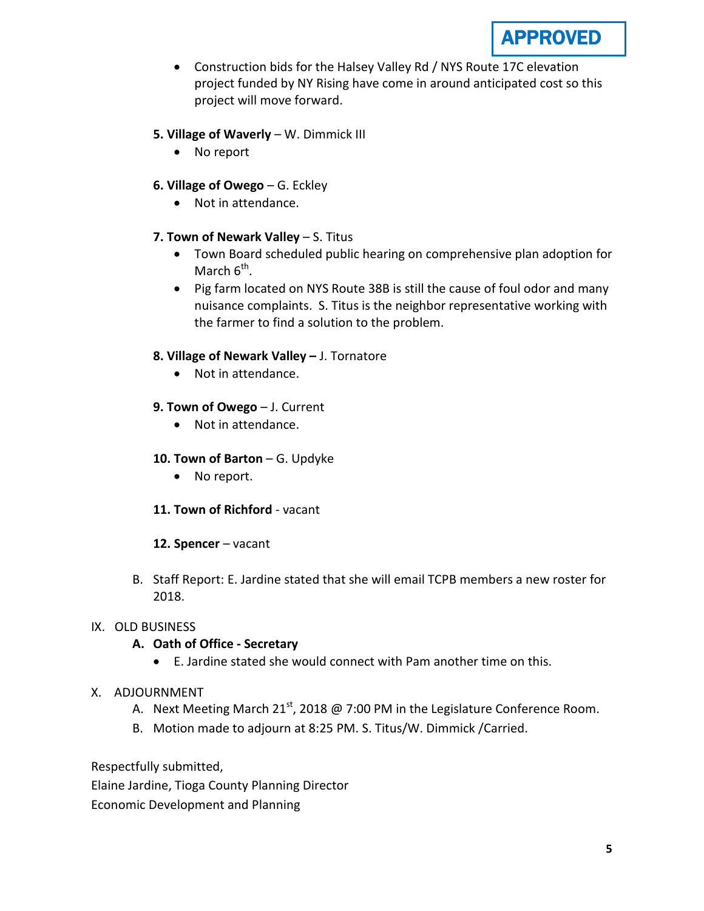**APPROVED**

- Construction bids for the Halsey Valley Rd / NYS Route 17C elevation project funded by NY Rising have come in around anticipated cost so this project will move forward.

**5. Village of Waverly** – W. Dimmick III

- No report

**6. Village of Owego** – G. Eckley

- Not in attendance.

**7. Town of Newark Valley** – S. Titus

- Town Board scheduled public hearing on comprehensive plan adoption for March 6th.
- Pig farm located on NYS Route 38B is still the cause of foul odor and many nuisance complaints. S. Titus is the neighbor representative working with the farmer to find a solution to the problem.

**8. Village of Newark Valley –** J. Tornatore

- Not in attendance.

**9. Town of Owego** – J. Current

- Not in attendance.

**10. Town of Barton** – G. Updyke

- No report.

**11. Town of Richford** - vacant

**12. Spencer** – vacant

B. Staff Report: E. Jardine stated that she will email TCPB members a new roster for 2018.

IX. OLD BUSINESS

**A. Oath of Office - Secretary**

- E. Jardine stated she would connect with Pam another time on this.

X. ADJOURNMENT

A. Next Meeting March 21st, 2018 @ 7:00 PM in the Legislature Conference Room.

B. Motion made to adjourn at 8:25 PM. S. Titus/W. Dimmick /Carried.

Respectfully submitted,

Elaine Jardine, Tioga County Planning Director

Economic Development and Planning